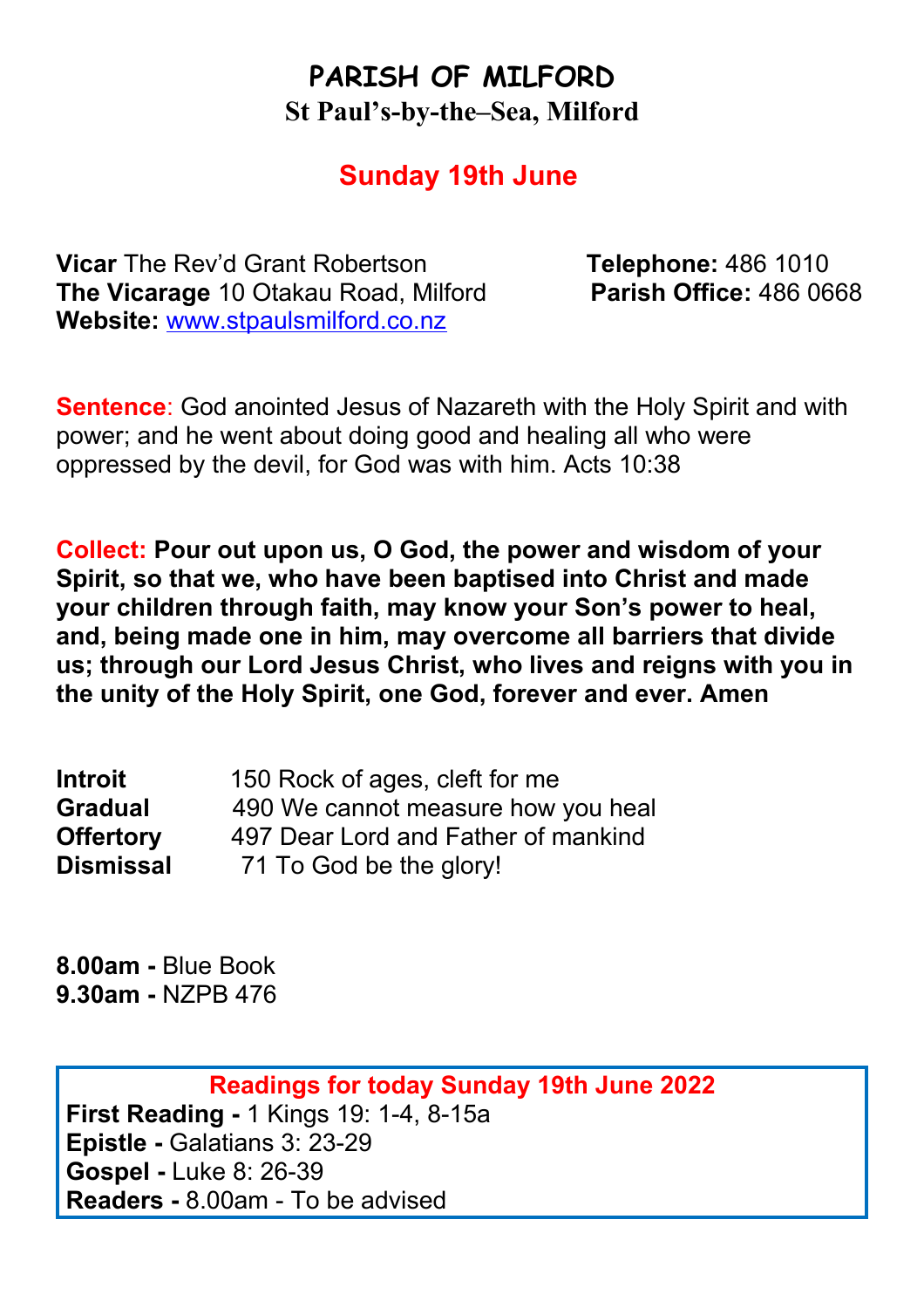# PARISH OF MILFORD

## St Paul's-by-the–Sea, Milford

### Sunday 19th June

**Vicar** The Rev'd Grant Robertson **Telephone:** 486 1010
**The Vicarage** 10 Otakau Road, Milford **Parish Office:** 486 0668
**Website:** www.stpaulsmilford.co.nz

**Sentence**: God anointed Jesus of Nazareth with the Holy Spirit and with power; and he went about doing good and healing all who were oppressed by the devil, for God was with him. Acts 10:38

**Collect: Pour out upon us, O God, the power and wisdom of your Spirit, so that we, who have been baptised into Christ and made your children through faith, may know your Son's power to heal, and, being made one in him, may overcome all barriers that divide us; through our Lord Jesus Christ, who lives and reigns with you in the unity of the Holy Spirit, one God, forever and ever. Amen**

| | |
|---|---|
| **Introit** | 150 Rock of ages, cleft for me |
| **Gradual** | 490 We cannot measure how you heal |
| **Offertory** | 497 Dear Lord and Father of mankind |
| **Dismissal** | 71 To God be the glory! |

**8.00am -** Blue Book
**9.30am -** NZPB 476

**Readings for today Sunday 19th June 2022**
**First Reading -** 1 Kings 19: 1-4, 8-15a
**Epistle -** Galatians 3: 23-29
**Gospel -** Luke 8: 26-39
**Readers -** 8.00am - To be advised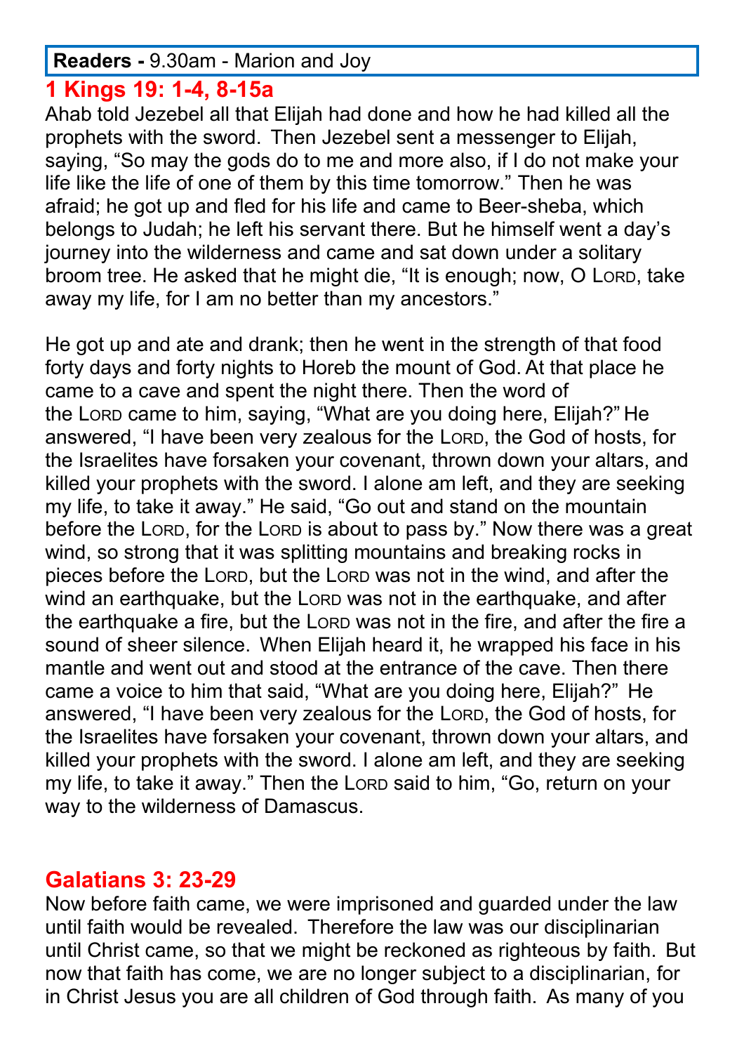**Readers -** 9.30am - Marion and Joy

## 1 Kings 19: 1-4, 8-15a

Ahab told Jezebel all that Elijah had done and how he had killed all the prophets with the sword. Then Jezebel sent a messenger to Elijah, saying, "So may the gods do to me and more also, if I do not make your life like the life of one of them by this time tomorrow." Then he was afraid; he got up and fled for his life and came to Beer-sheba, which belongs to Judah; he left his servant there. But he himself went a day's journey into the wilderness and came and sat down under a solitary broom tree. He asked that he might die, "It is enough; now, O LORD, take away my life, for I am no better than my ancestors."

He got up and ate and drank; then he went in the strength of that food forty days and forty nights to Horeb the mount of God. At that place he came to a cave and spent the night there. Then the word of the LORD came to him, saying, "What are you doing here, Elijah?" He answered, "I have been very zealous for the LORD, the God of hosts, for the Israelites have forsaken your covenant, thrown down your altars, and killed your prophets with the sword. I alone am left, and they are seeking my life, to take it away." He said, "Go out and stand on the mountain before the LORD, for the LORD is about to pass by." Now there was a great wind, so strong that it was splitting mountains and breaking rocks in pieces before the LORD, but the LORD was not in the wind, and after the wind an earthquake, but the LORD was not in the earthquake, and after the earthquake a fire, but the LORD was not in the fire, and after the fire a sound of sheer silence. When Elijah heard it, he wrapped his face in his mantle and went out and stood at the entrance of the cave. Then there came a voice to him that said, "What are you doing here, Elijah?" He answered, "I have been very zealous for the LORD, the God of hosts, for the Israelites have forsaken your covenant, thrown down your altars, and killed your prophets with the sword. I alone am left, and they are seeking my life, to take it away." Then the LORD said to him, "Go, return on your way to the wilderness of Damascus.

## Galatians 3: 23-29

Now before faith came, we were imprisoned and guarded under the law until faith would be revealed. Therefore the law was our disciplinarian until Christ came, so that we might be reckoned as righteous by faith. But now that faith has come, we are no longer subject to a disciplinarian, for in Christ Jesus you are all children of God through faith. As many of you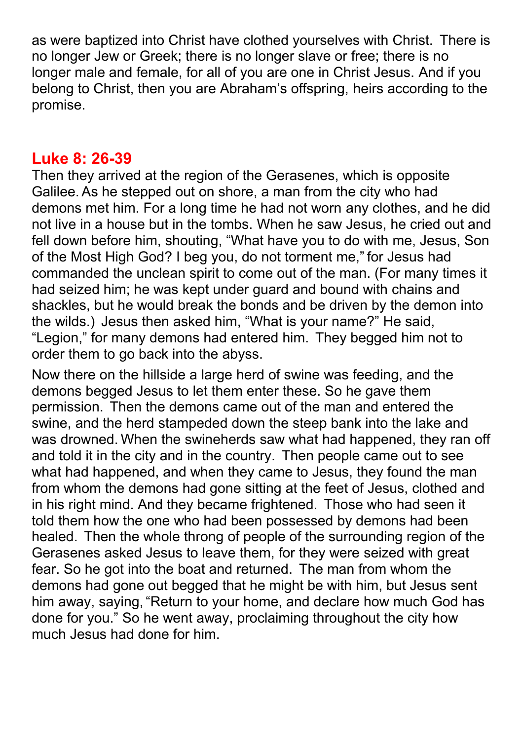as were baptized into Christ have clothed yourselves with Christ. There is no longer Jew or Greek; there is no longer slave or free; there is no longer male and female, for all of you are one in Christ Jesus. And if you belong to Christ, then you are Abraham's offspring, heirs according to the promise.

## Luke 8: 26-39

Then they arrived at the region of the Gerasenes, which is opposite Galilee. As he stepped out on shore, a man from the city who had demons met him. For a long time he had not worn any clothes, and he did not live in a house but in the tombs. When he saw Jesus, he cried out and fell down before him, shouting, "What have you to do with me, Jesus, Son of the Most High God? I beg you, do not torment me," for Jesus had commanded the unclean spirit to come out of the man. (For many times it had seized him; he was kept under guard and bound with chains and shackles, but he would break the bonds and be driven by the demon into the wilds.) Jesus then asked him, "What is your name?" He said, "Legion," for many demons had entered him. They begged him not to order them to go back into the abyss.

Now there on the hillside a large herd of swine was feeding, and the demons begged Jesus to let them enter these. So he gave them permission. Then the demons came out of the man and entered the swine, and the herd stampeded down the steep bank into the lake and was drowned. When the swineherds saw what had happened, they ran off and told it in the city and in the country. Then people came out to see what had happened, and when they came to Jesus, they found the man from whom the demons had gone sitting at the feet of Jesus, clothed and in his right mind. And they became frightened. Those who had seen it told them how the one who had been possessed by demons had been healed. Then the whole throng of people of the surrounding region of the Gerasenes asked Jesus to leave them, for they were seized with great fear. So he got into the boat and returned. The man from whom the demons had gone out begged that he might be with him, but Jesus sent him away, saying, "Return to your home, and declare how much God has done for you." So he went away, proclaiming throughout the city how much Jesus had done for him.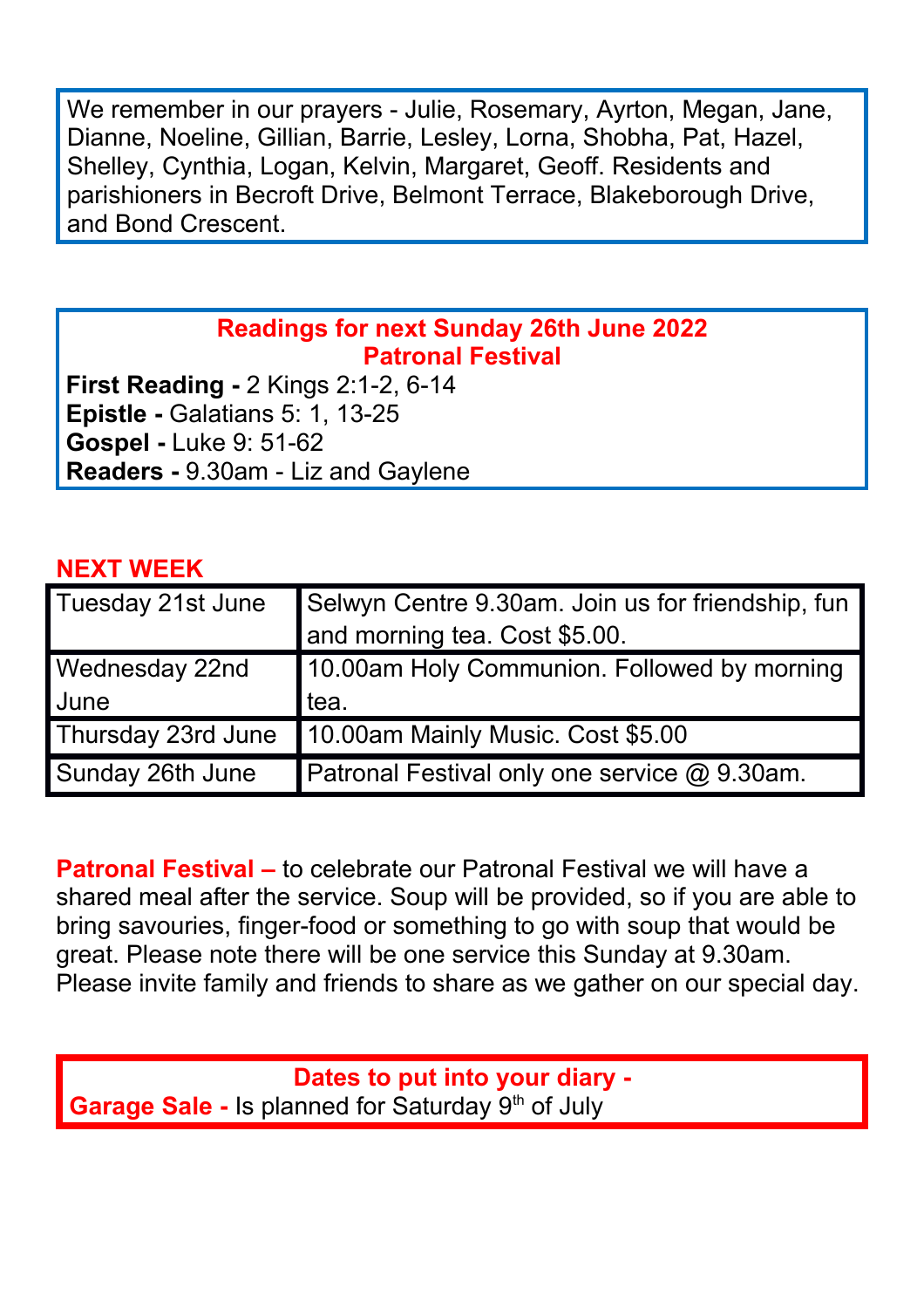We remember in our prayers - Julie, Rosemary, Ayrton, Megan, Jane, Dianne, Noeline, Gillian, Barrie, Lesley, Lorna, Shobha, Pat, Hazel, Shelley, Cynthia, Logan, Kelvin, Margaret, Geoff. Residents and parishioners in Becroft Drive, Belmont Terrace, Blakeborough Drive, and Bond Crescent.

**Readings for next Sunday 26th June 2022**
**Patronal Festival**

**First Reading -** 2 Kings 2:1-2, 6-14
**Epistle -** Galatians 5: 1, 13-25
**Gospel -** Luke 9: 51-62
**Readers -** 9.30am - Liz and Gaylene

## NEXT WEEK

| | |
|---|---|
| Tuesday 21st June | Selwyn Centre 9.30am. Join us for friendship, fun and morning tea. Cost $5.00. |
| Wednesday 22nd June | 10.00am Holy Communion. Followed by morning tea. |
| Thursday 23rd June | 10.00am Mainly Music. Cost $5.00 |
| Sunday 26th June | Patronal Festival only one service @ 9.30am. |

**Patronal Festival –** to celebrate our Patronal Festival we will have a shared meal after the service. Soup will be provided, so if you are able to bring savouries, finger-food or something to go with soup that would be great. Please note there will be one service this Sunday at 9.30am. Please invite family and friends to share as we gather on our special day.

**Dates to put into your diary -**
**Garage Sale -** Is planned for Saturday 9th of July